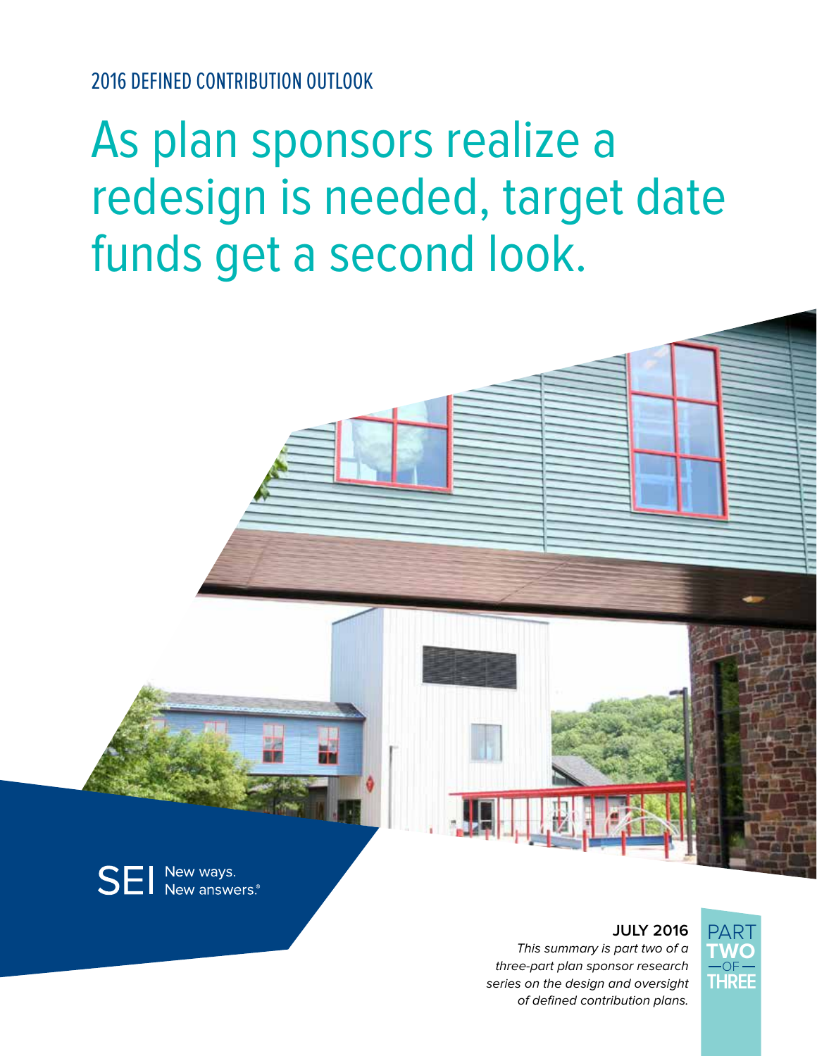2016 DEFINED CONTRIBUTION OUTLOOK

# As plan sponsors realize a redesign is needed, target date funds get a second look.

SEI New ways. New answers.®

**JULY 2016**

*This summary is part two of a three-part plan sponsor research series on the design and oversight of defined contribution plans.*

PART TWO —OF— THREE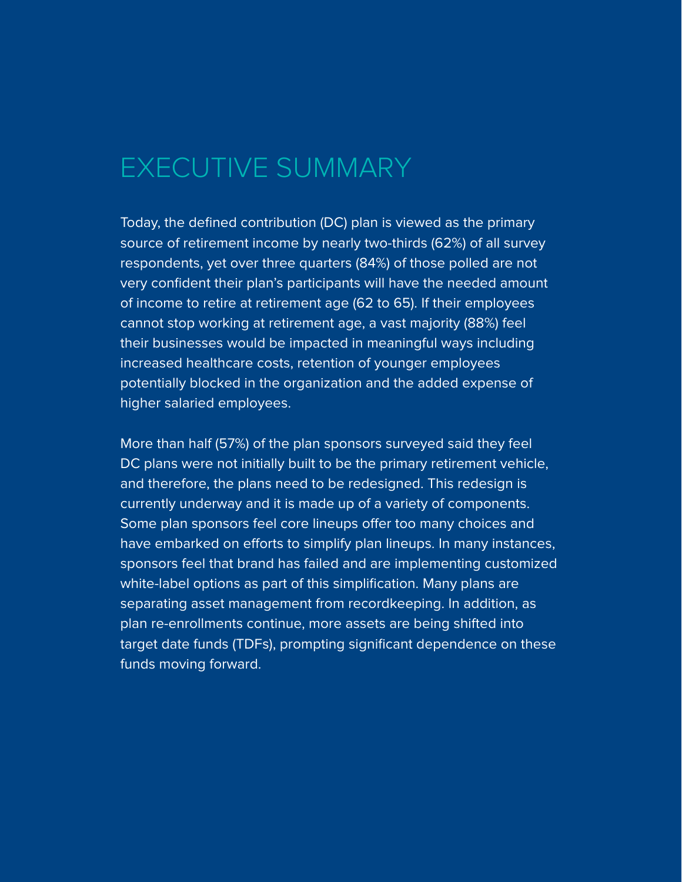# EXECUTIVE SUMMARY

Today, the defined contribution (DC) plan is viewed as the primary source of retirement income by nearly two-thirds (62%) of all survey respondents, yet over three quarters (84%) of those polled are not very confident their plan's participants will have the needed amount of income to retire at retirement age (62 to 65). If their employees cannot stop working at retirement age, a vast majority (88%) feel their businesses would be impacted in meaningful ways including increased healthcare costs, retention of younger employees potentially blocked in the organization and the added expense of higher salaried employees.

More than half (57%) of the plan sponsors surveyed said they feel DC plans were not initially built to be the primary retirement vehicle, and therefore, the plans need to be redesigned. This redesign is currently underway and it is made up of a variety of components. Some plan sponsors feel core lineups offer too many choices and have embarked on efforts to simplify plan lineups. In many instances, sponsors feel that brand has failed and are implementing customized white-label options as part of this simplification. Many plans are separating asset management from recordkeeping. In addition, as plan re-enrollments continue, more assets are being shifted into target date funds (TDFs), prompting significant dependence on these funds moving forward.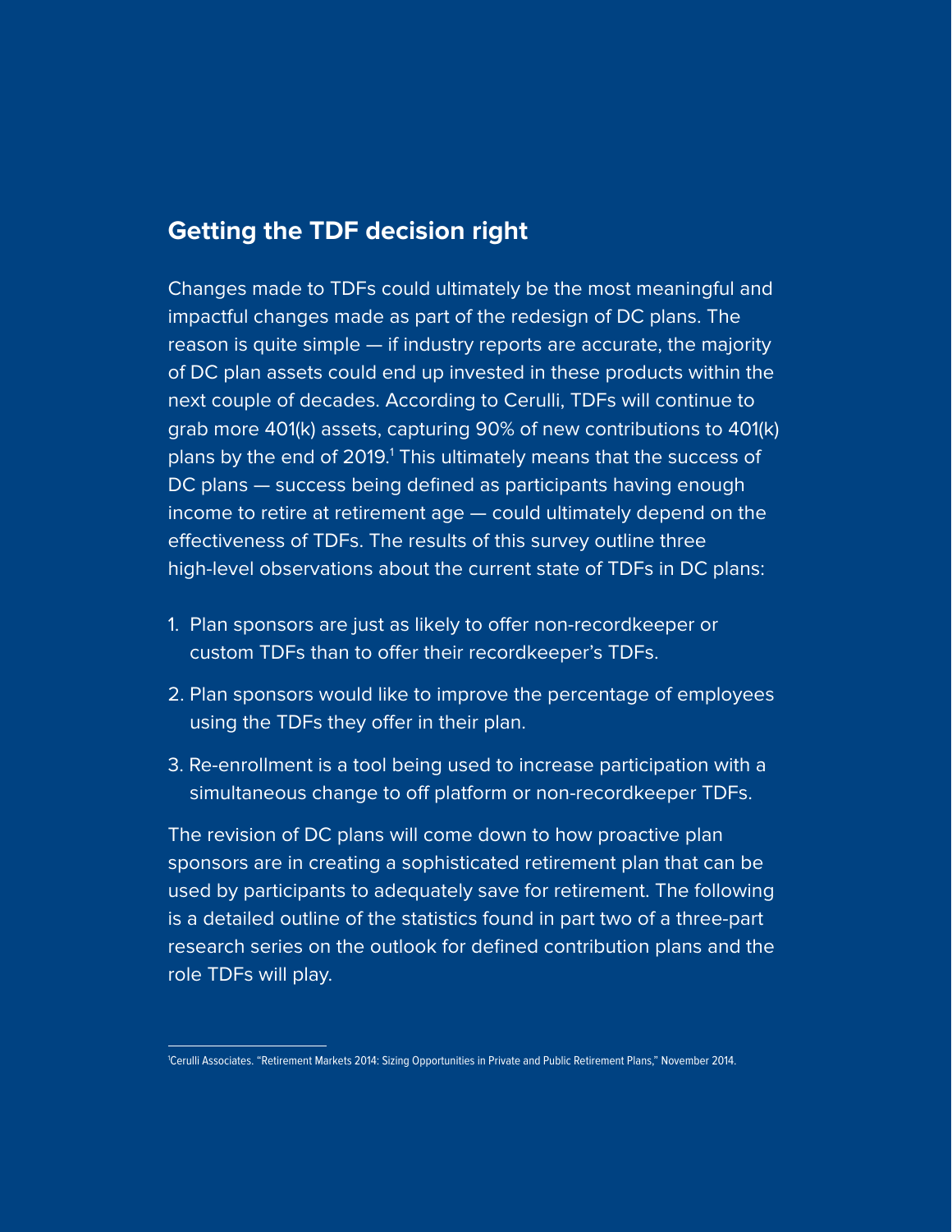## Getting the TDF decision right

Changes made to TDFs could ultimately be the most meaningful and impactful changes made as part of the redesign of DC plans. The reason is quite simple — if industry reports are accurate, the majority of DC plan assets could end up invested in these products within the next couple of decades. According to Cerulli, TDFs will continue to grab more 401(k) assets, capturing 90% of new contributions to 401(k) plans by the end of 2019.[1] This ultimately means that the success of DC plans — success being defined as participants having enough income to retire at retirement age — could ultimately depend on the effectiveness of TDFs. The results of this survey outline three high-level observations about the current state of TDFs in DC plans:

1. Plan sponsors are just as likely to offer non-recordkeeper or custom TDFs than to offer their recordkeeper's TDFs.
2. Plan sponsors would like to improve the percentage of employees using the TDFs they offer in their plan.
3. Re-enrollment is a tool being used to increase participation with a simultaneous change to off platform or non-recordkeeper TDFs.

The revision of DC plans will come down to how proactive plan sponsors are in creating a sophisticated retirement plan that can be used by participants to adequately save for retirement. The following is a detailed outline of the statistics found in part two of a three-part research series on the outlook for defined contribution plans and the role TDFs will play.

[1] Cerulli Associates. "Retirement Markets 2014: Sizing Opportunities in Private and Public Retirement Plans," November 2014.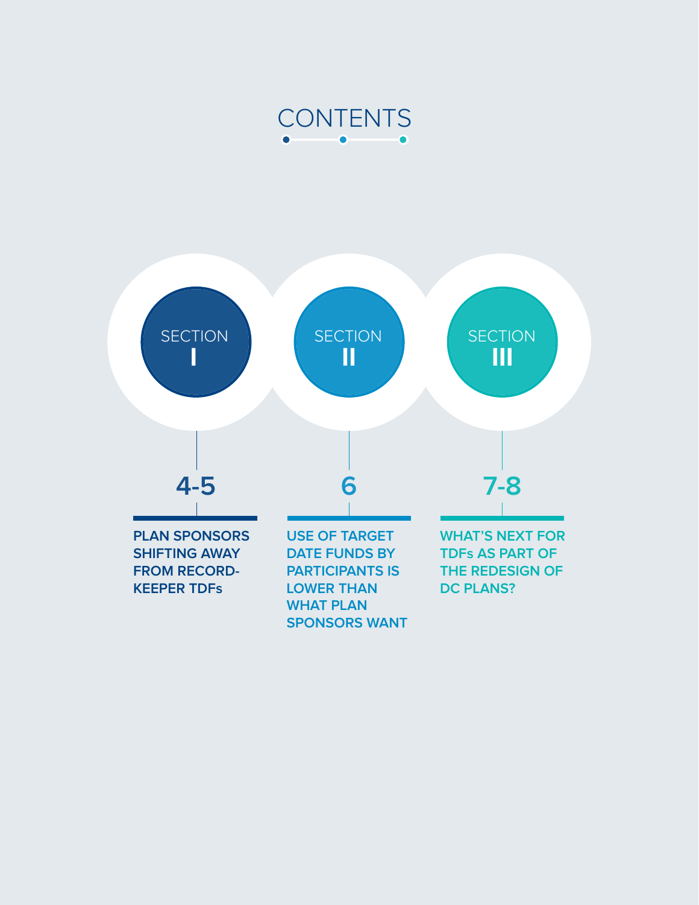# CONTENTS

**SECTION I**

**4-5**

**PLAN SPONSORS SHIFTING AWAY FROM RECORD-KEEPER TDFs**

**SECTION II**

**6**

**USE OF TARGET DATE FUNDS BY PARTICIPANTS IS LOWER THAN WHAT PLAN SPONSORS WANT**

**SECTION III**

**7-8**

**WHAT'S NEXT FOR TDFs AS PART OF THE REDESIGN OF DC PLANS?**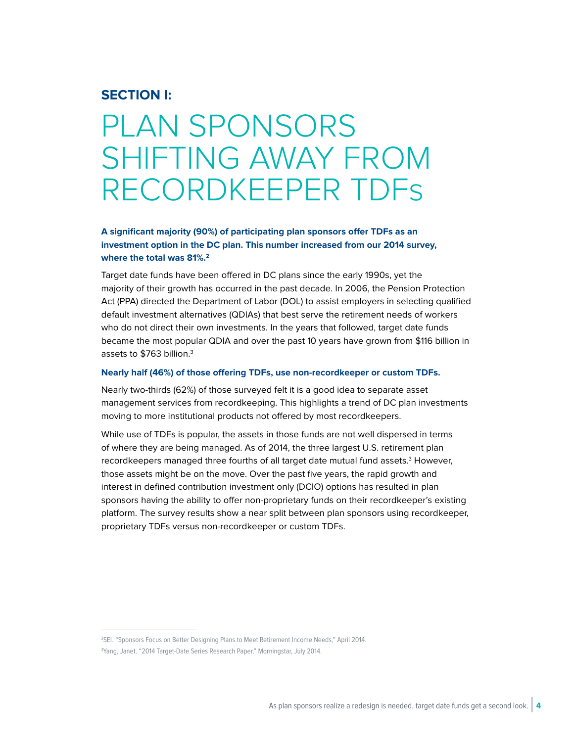**SECTION I:**

# PLAN SPONSORS SHIFTING AWAY FROM RECORDKEEPER TDFs

**A significant majority (90%) of participating plan sponsors offer TDFs as an investment option in the DC plan. This number increased from our 2014 survey, where the total was 81%.[2]**

Target date funds have been offered in DC plans since the early 1990s, yet the majority of their growth has occurred in the past decade. In 2006, the Pension Protection Act (PPA) directed the Department of Labor (DOL) to assist employers in selecting qualified default investment alternatives (QDIAs) that best serve the retirement needs of workers who do not direct their own investments. In the years that followed, target date funds became the most popular QDIA and over the past 10 years have grown from $116 billion in assets to $763 billion.[3]

**Nearly half (46%) of those offering TDFs, use non-recordkeeper or custom TDFs.**

Nearly two-thirds (62%) of those surveyed felt it is a good idea to separate asset management services from recordkeeping. This highlights a trend of DC plan investments moving to more institutional products not offered by most recordkeepers.

While use of TDFs is popular, the assets in those funds are not well dispersed in terms of where they are being managed. As of 2014, the three largest U.S. retirement plan recordkeepers managed three fourths of all target date mutual fund assets.[3] However, those assets might be on the move. Over the past five years, the rapid growth and interest in defined contribution investment only (DCIO) options has resulted in plan sponsors having the ability to offer non-proprietary funds on their recordkeeper's existing platform. The survey results show a near split between plan sponsors using recordkeeper, proprietary TDFs versus non-recordkeeper or custom TDFs.

---

[2] SEI. "Sponsors Focus on Better Designing Plans to Meet Retirement Income Needs," April 2014.

[3] Yang, Janet. "2014 Target-Date Series Research Paper," Morningstar, July 2014.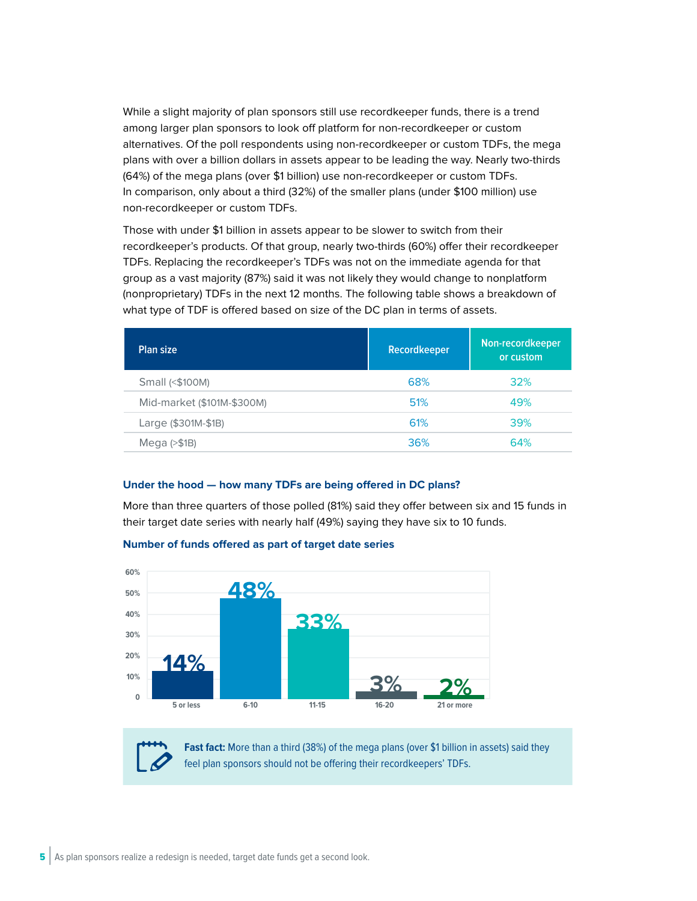While a slight majority of plan sponsors still use recordkeeper funds, there is a trend among larger plan sponsors to look off platform for non-recordkeeper or custom alternatives. Of the poll respondents using non-recordkeeper or custom TDFs, the mega plans with over a billion dollars in assets appear to be leading the way. Nearly two-thirds (64%) of the mega plans (over $1 billion) use non-recordkeeper or custom TDFs. In comparison, only about a third (32%) of the smaller plans (under $100 million) use non-recordkeeper or custom TDFs.

Those with under $1 billion in assets appear to be slower to switch from their recordkeeper's products. Of that group, nearly two-thirds (60%) offer their recordkeeper TDFs. Replacing the recordkeeper's TDFs was not on the immediate agenda for that group as a vast majority (87%) said it was not likely they would change to nonplatform (nonproprietary) TDFs in the next 12 months. The following table shows a breakdown of what type of TDF is offered based on size of the DC plan in terms of assets.

| Plan size | Recordkeeper | Non-recordkeeper or custom |
|---|---|---|
| Small (<$100M) | 68% | 32% |
| Mid-market ($101M-$300M) | 51% | 49% |
| Large ($301M-$1B) | 61% | 39% |
| Mega (>$1B) | 36% | 64% |

### Under the hood — how many TDFs are being offered in DC plans?

More than three quarters of those polled (81%) said they offer between six and 15 funds in their target date series with nearly half (49%) saying they have six to 10 funds.

**Number of funds offered as part of target date series**

60%
50%
40%
30%
20%
10%
0

14%
5 or less

48%
6-10

33%
11-15

3%
16-20

2%
21 or more

**Fast fact:** More than a third (38%) of the mega plans (over $1 billion in assets) said they feel plan sponsors should not be offering their recordkeepers' TDFs.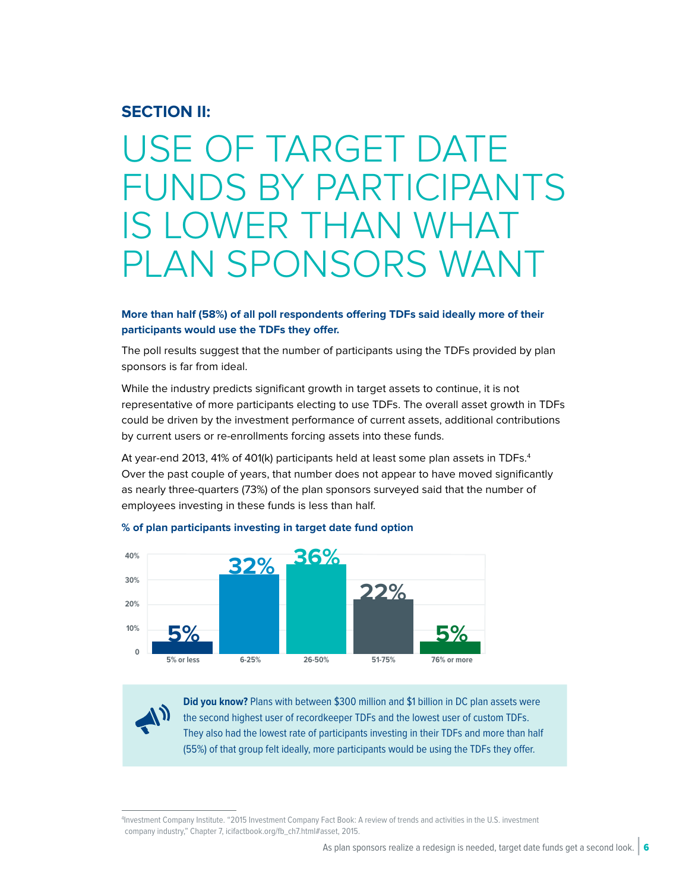## SECTION II:

# USE OF TARGET DATE FUNDS BY PARTICIPANTS IS LOWER THAN WHAT PLAN SPONSORS WANT

**More than half (58%) of all poll respondents offering TDFs said ideally more of their participants would use the TDFs they offer.**

The poll results suggest that the number of participants using the TDFs provided by plan sponsors is far from ideal.

While the industry predicts significant growth in target assets to continue, it is not representative of more participants electing to use TDFs. The overall asset growth in TDFs could be driven by the investment performance of current assets, additional contributions by current users or re-enrollments forcing assets into these funds.

At year-end 2013, 41% of 401(k) participants held at least some plan assets in TDFs.[4] Over the past couple of years, that number does not appear to have moved significantly as nearly three-quarters (73%) of the plan sponsors surveyed said that the number of employees investing in these funds is less than half.

**% of plan participants investing in target date fund option**

| 5% or less | 6-25% | 26-50% | 51-75% | 76% or more |
|---|---|---|---|---|
| 5% | 32% | 36% | 22% | 5% |

**Did you know?** Plans with between $300 million and $1 billion in DC plan assets were the second highest user of recordkeeper TDFs and the lowest user of custom TDFs. They also had the lowest rate of participants investing in their TDFs and more than half (55%) of that group felt ideally, more participants would be using the TDFs they offer.

[4] Investment Company Institute. "2015 Investment Company Fact Book: A review of trends and activities in the U.S. investment company industry," Chapter 7, icifactbook.org/fb_ch7.html#asset, 2015.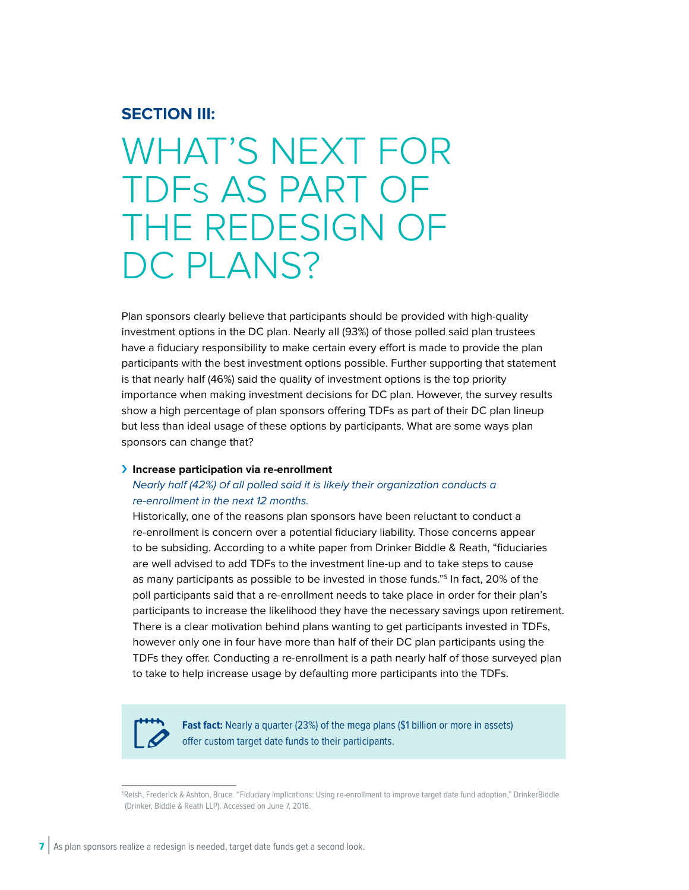**SECTION III:**

# WHAT'S NEXT FOR TDFs AS PART OF THE REDESIGN OF DC PLANS?

Plan sponsors clearly believe that participants should be provided with high-quality investment options in the DC plan. Nearly all (93%) of those polled said plan trustees have a fiduciary responsibility to make certain every effort is made to provide the plan participants with the best investment options possible. Further supporting that statement is that nearly half (46%) said the quality of investment options is the top priority importance when making investment decisions for DC plan. However, the survey results show a high percentage of plan sponsors offering TDFs as part of their DC plan lineup but less than ideal usage of these options by participants. What are some ways plan sponsors can change that?

- **Increase participation via re-enrollment**

  *Nearly half (42%) of all polled said it is likely their organization conducts a re-enrollment in the next 12 months.*

  Historically, one of the reasons plan sponsors have been reluctant to conduct a re-enrollment is concern over a potential fiduciary liability. Those concerns appear to be subsiding. According to a white paper from Drinker Biddle & Reath, "fiduciaries are well advised to add TDFs to the investment line-up and to take steps to cause as many participants as possible to be invested in those funds."[5] In fact, 20% of the poll participants said that a re-enrollment needs to take place in order for their plan's participants to increase the likelihood they have the necessary savings upon retirement. There is a clear motivation behind plans wanting to get participants invested in TDFs, however only one in four have more than half of their DC plan participants using the TDFs they offer. Conducting a re-enrollment is a path nearly half of those surveyed plan to take to help increase usage by defaulting more participants into the TDFs.

**Fast fact:** Nearly a quarter (23%) of the mega plans ($1 billion or more in assets) offer custom target date funds to their participants.

---

[5] Reish, Frederick & Ashton, Bruce. "Fiduciary implications: Using re-enrollment to improve target date fund adoption," DrinkerBiddle (Drinker, Biddle & Reath LLP). Accessed on June 7, 2016.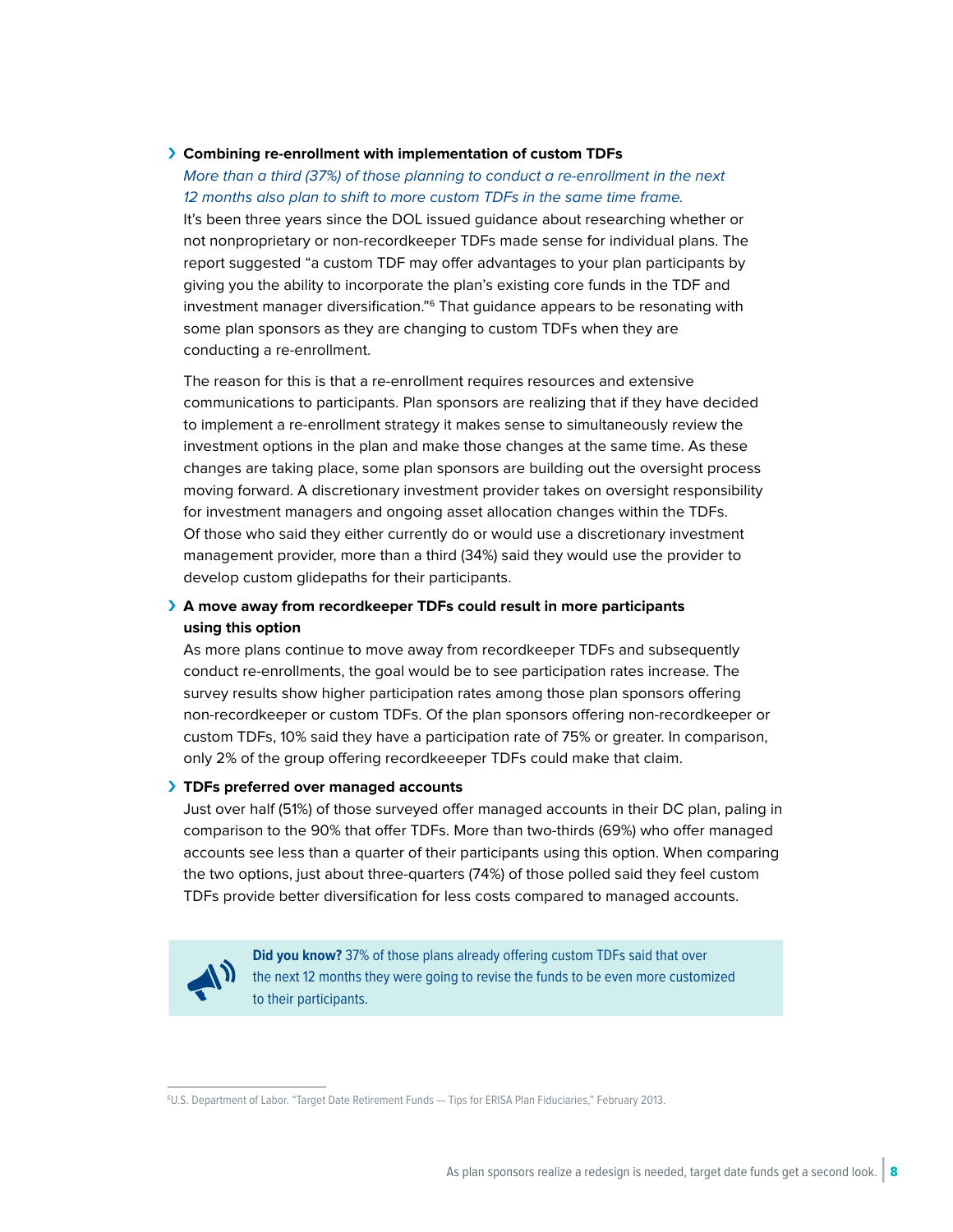### Combining re-enrollment with implementation of custom TDFs

*More than a third (37%) of those planning to conduct a re-enrollment in the next 12 months also plan to shift to more custom TDFs in the same time frame.*

It's been three years since the DOL issued guidance about researching whether or not nonproprietary or non-recordkeeper TDFs made sense for individual plans. The report suggested "a custom TDF may offer advantages to your plan participants by giving you the ability to incorporate the plan's existing core funds in the TDF and investment manager diversification."[6] That guidance appears to be resonating with some plan sponsors as they are changing to custom TDFs when they are conducting a re-enrollment.

The reason for this is that a re-enrollment requires resources and extensive communications to participants. Plan sponsors are realizing that if they have decided to implement a re-enrollment strategy it makes sense to simultaneously review the investment options in the plan and make those changes at the same time. As these changes are taking place, some plan sponsors are building out the oversight process moving forward. A discretionary investment provider takes on oversight responsibility for investment managers and ongoing asset allocation changes within the TDFs. Of those who said they either currently do or would use a discretionary investment management provider, more than a third (34%) said they would use the provider to develop custom glidepaths for their participants.

### A move away from recordkeeper TDFs could result in more participants using this option

As more plans continue to move away from recordkeeper TDFs and subsequently conduct re-enrollments, the goal would be to see participation rates increase. The survey results show higher participation rates among those plan sponsors offering non-recordkeeper or custom TDFs. Of the plan sponsors offering non-recordkeeper or custom TDFs, 10% said they have a participation rate of 75% or greater. In comparison, only 2% of the group offering recordkeeeper TDFs could make that claim.

### TDFs preferred over managed accounts

Just over half (51%) of those surveyed offer managed accounts in their DC plan, paling in comparison to the 90% that offer TDFs. More than two-thirds (69%) who offer managed accounts see less than a quarter of their participants using this option. When comparing the two options, just about three-quarters (74%) of those polled said they feel custom TDFs provide better diversification for less costs compared to managed accounts.

**Did you know?** 37% of those plans already offering custom TDFs said that over the next 12 months they were going to revise the funds to be even more customized to their participants.

[6] U.S. Department of Labor. "Target Date Retirement Funds — Tips for ERISA Plan Fiduciaries," February 2013.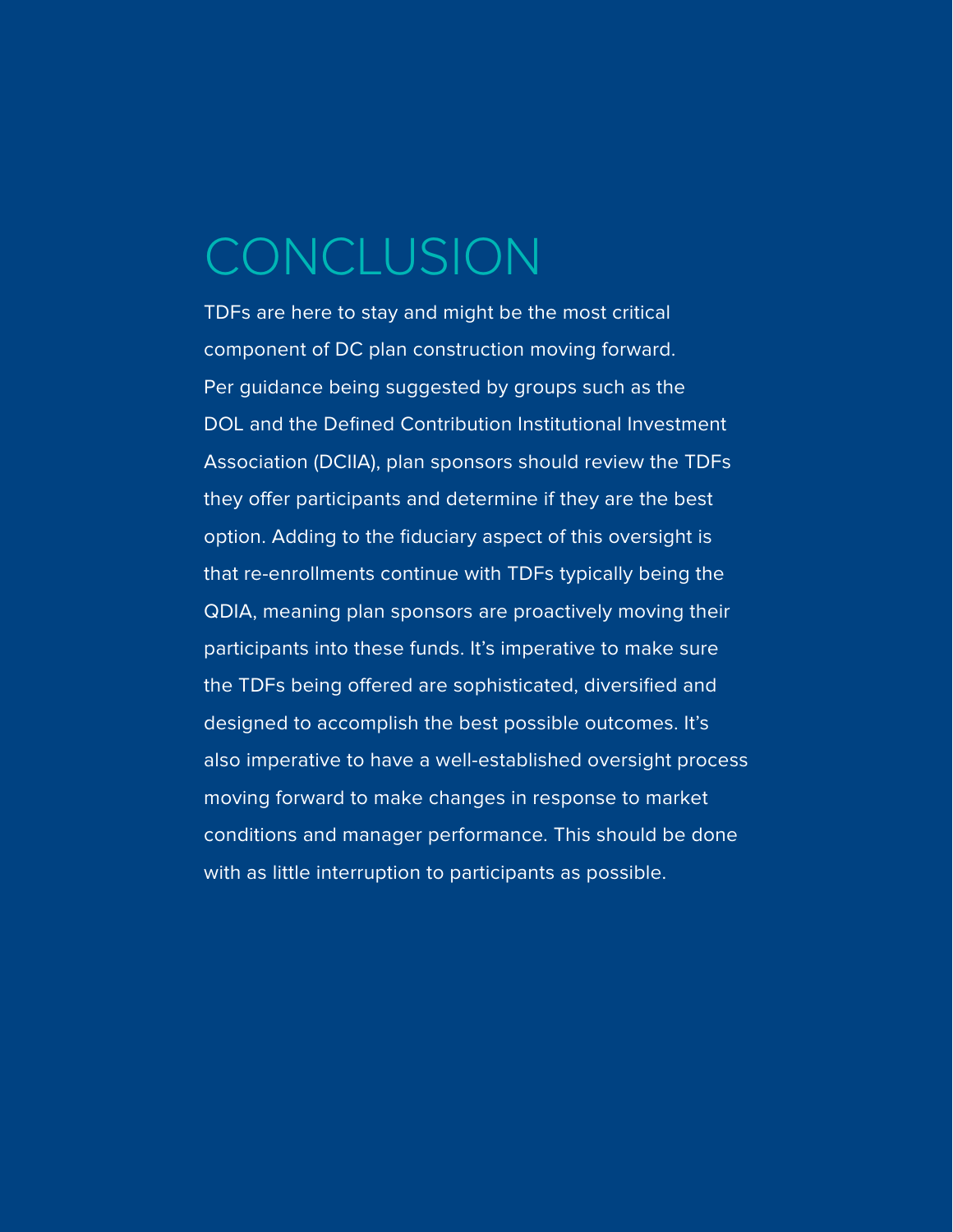# CONCLUSION

TDFs are here to stay and might be the most critical component of DC plan construction moving forward. Per guidance being suggested by groups such as the DOL and the Defined Contribution Institutional Investment Association (DCIIA), plan sponsors should review the TDFs they offer participants and determine if they are the best option. Adding to the fiduciary aspect of this oversight is that re-enrollments continue with TDFs typically being the QDIA, meaning plan sponsors are proactively moving their participants into these funds. It's imperative to make sure the TDFs being offered are sophisticated, diversified and designed to accomplish the best possible outcomes. It's also imperative to have a well-established oversight process moving forward to make changes in response to market conditions and manager performance. This should be done with as little interruption to participants as possible.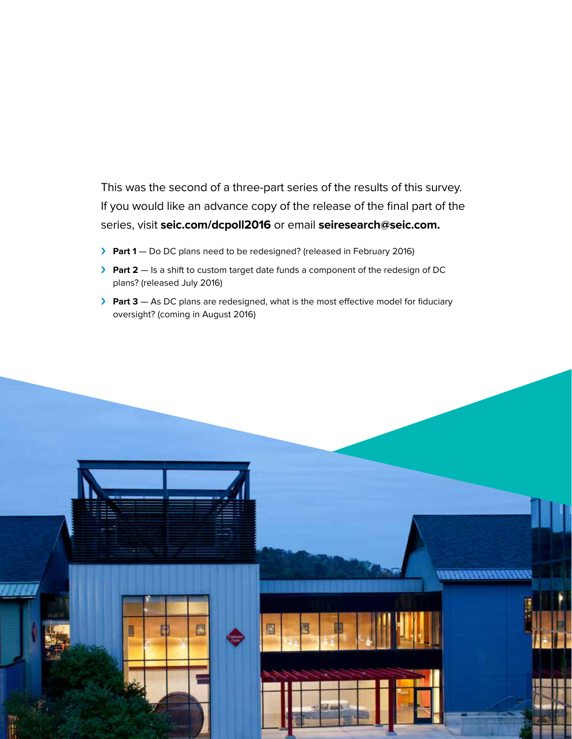This was the second of a three-part series of the results of this survey. If you would like an advance copy of the release of the final part of the series, visit **seic.com/dcpoll2016** or email **seiresearch@seic.com.**

- **Part 1** — Do DC plans need to be redesigned? (released in February 2016)
- **Part 2** — Is a shift to custom target date funds a component of the redesign of DC plans? (released July 2016)
- **Part 3** — As DC plans are redesigned, what is the most effective model for fiduciary oversight? (coming in August 2016)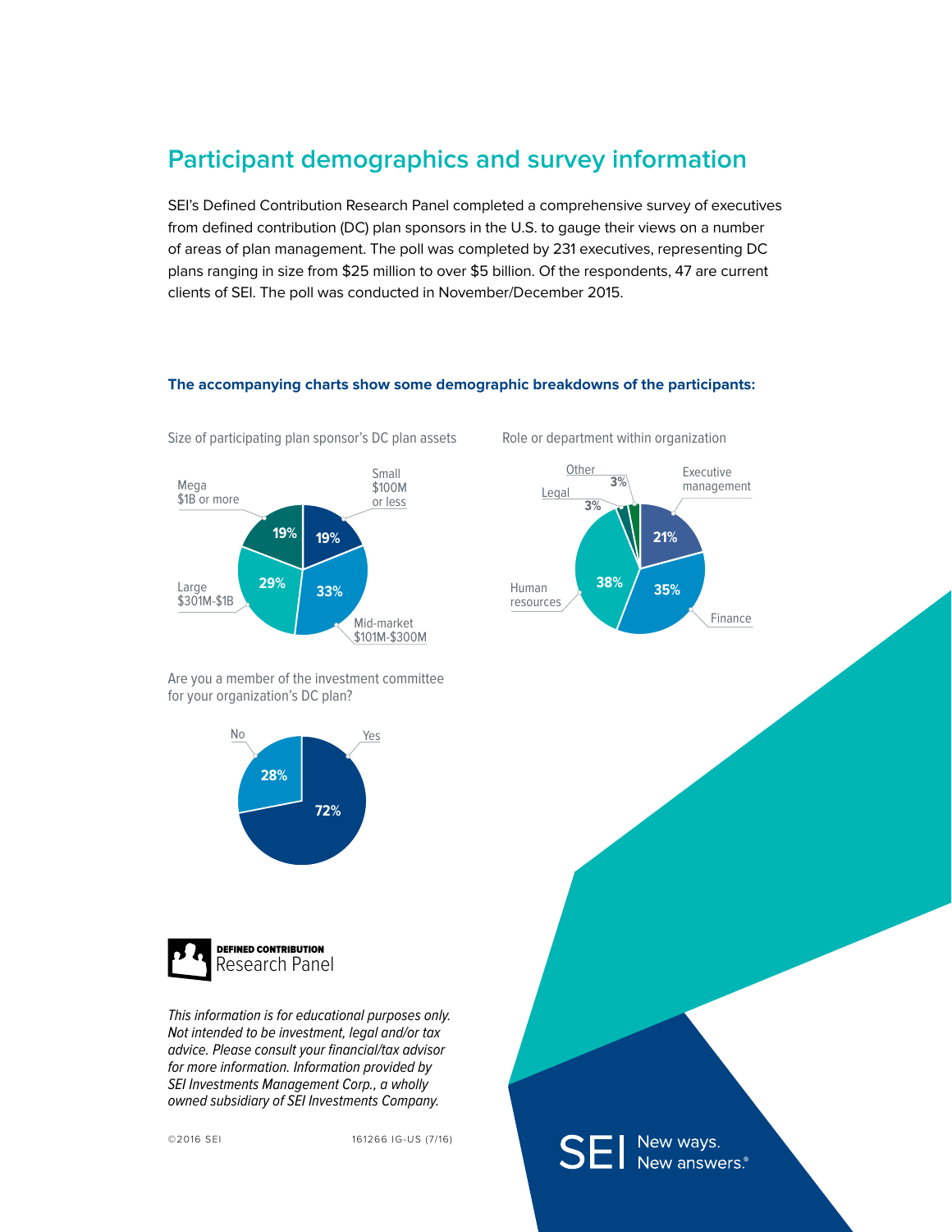## Participant demographics and survey information

SEI's Defined Contribution Research Panel completed a comprehensive survey of executives from defined contribution (DC) plan sponsors in the U.S. to gauge their views on a number of areas of plan management. The poll was completed by 231 executives, representing DC plans ranging in size from $25 million to over $5 billion. Of the respondents, 47 are current clients of SEI. The poll was conducted in November/December 2015.

**The accompanying charts show some demographic breakdowns of the participants:**

Size of participating plan sponsor's DC plan assets

Small $100M or less
19%
Mid-market $101M-$300M
33%
Large $301M-$1B
29%
Mega $1B or more
19%

Role or department within organization

Executive management
21%
Finance
35%
Human resources
38%
Legal
3%
Other
3%

Are you a member of the investment committee for your organization's DC plan?

Yes
72%
No
28%

DEFINED CONTRIBUTION
Research Panel

*This information is for educational purposes only. Not intended to be investment, legal and/or tax advice. Please consult your financial/tax advisor for more information. Information provided by SEI Investments Management Corp., a wholly owned subsidiary of SEI Investments Company.*

©2016 SEI

161266 IG-US (7/16)

SEI New ways. New answers.®